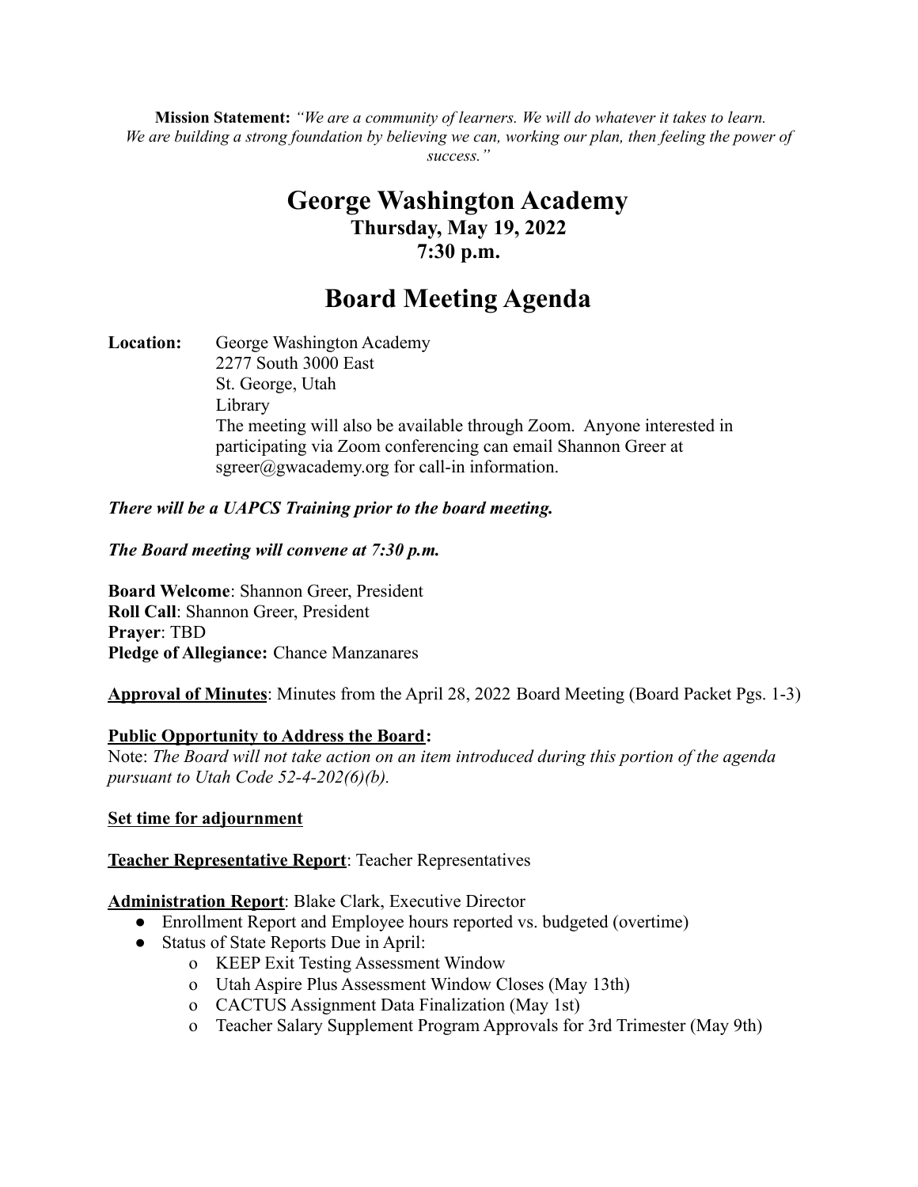**Mission Statement:** *"We are a community of learners. We will do whatever it takes to learn. We are building a strong foundation by believing we can, working our plan, then feeling the power of success."*

# George Washington Academy

### Thursday, May 19, 2022

### 7:30 p.m.

# Board Meeting Agenda

**Location:** George Washington Academy
2277 South 3000 East
St. George, Utah
Library
The meeting will also be available through Zoom. Anyone interested in participating via Zoom conferencing can email Shannon Greer at sgreer@gwacademy.org for call-in information.

***There will be a UAPCS Training prior to the board meeting.***

***The Board meeting will convene at 7:30 p.m.***

**Board Welcome**: Shannon Greer, President
**Roll Call**: Shannon Greer, President
**Prayer**: TBD
**Pledge of Allegiance:** Chance Manzanares

**Approval of Minutes**: Minutes from the April 28, 2022 Board Meeting (Board Packet Pgs. 1-3)

**Public Opportunity to Address the Board:**
Note: *The Board will not take action on an item introduced during this portion of the agenda pursuant to Utah Code 52-4-202(6)(b).*

**Set time for adjournment**

**Teacher Representative Report**: Teacher Representatives

**Administration Report**: Blake Clark, Executive Director

- Enrollment Report and Employee hours reported vs. budgeted (overtime)
- Status of State Reports Due in April:
  - KEEP Exit Testing Assessment Window
  - Utah Aspire Plus Assessment Window Closes (May 13th)
  - CACTUS Assignment Data Finalization (May 1st)
  - Teacher Salary Supplement Program Approvals for 3rd Trimester (May 9th)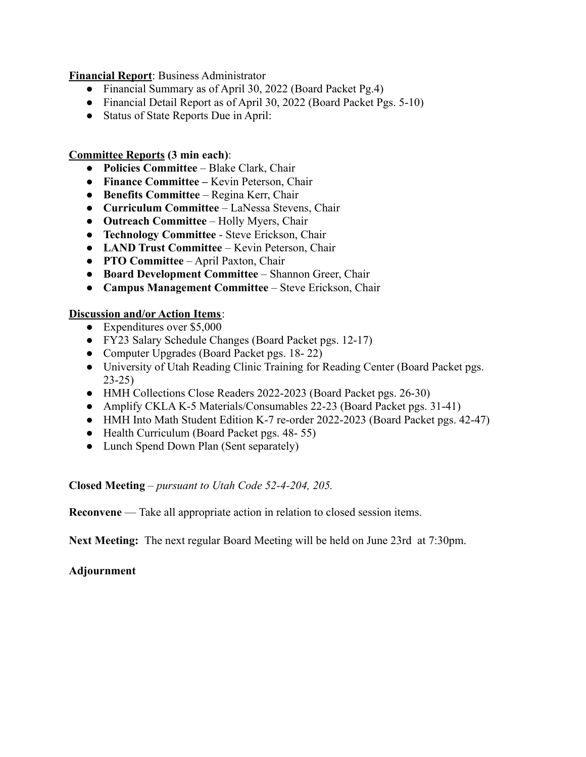**<u>Financial Report</u>**: Business Administrator

- Financial Summary as of April 30, 2022 (Board Packet Pg.4)
- Financial Detail Report as of April 30, 2022 (Board Packet Pgs. 5-10)
- Status of State Reports Due in April:

**<u>Committee Reports</u> (3 min each)**:

- **Policies Committee** – Blake Clark, Chair
- **Finance Committee –** Kevin Peterson, Chair
- **Benefits Committee** – Regina Kerr, Chair
- **Curriculum Committee** – LaNessa Stevens, Chair
- **Outreach Committee** – Holly Myers, Chair
- **Technology Committee** - Steve Erickson, Chair
- **LAND Trust Committee** – Kevin Peterson, Chair
- **PTO Committee** – April Paxton, Chair
- **Board Development Committee** – Shannon Greer, Chair
- **Campus Management Committee** – Steve Erickson, Chair

**<u>Discussion and/or Action Items</u>**:

- Expenditures over $5,000
- FY23 Salary Schedule Changes (Board Packet pgs. 12-17)
- Computer Upgrades (Board Packet pgs. 18- 22)
- University of Utah Reading Clinic Training for Reading Center (Board Packet pgs. 23-25)
- HMH Collections Close Readers 2022-2023 (Board Packet pgs. 26-30)
- Amplify CKLA K-5 Materials/Consumables 22-23 (Board Packet pgs. 31-41)
- HMH Into Math Student Edition K-7 re-order 2022-2023 (Board Packet pgs. 42-47)
- Health Curriculum (Board Packet pgs. 48- 55)
- Lunch Spend Down Plan (Sent separately)

**Closed Meeting** – *pursuant to Utah Code 52-4-204, 205.*

**Reconvene** — Take all appropriate action in relation to closed session items.

**Next Meeting:** The next regular Board Meeting will be held on June 23rd at 7:30pm.

**Adjournment**